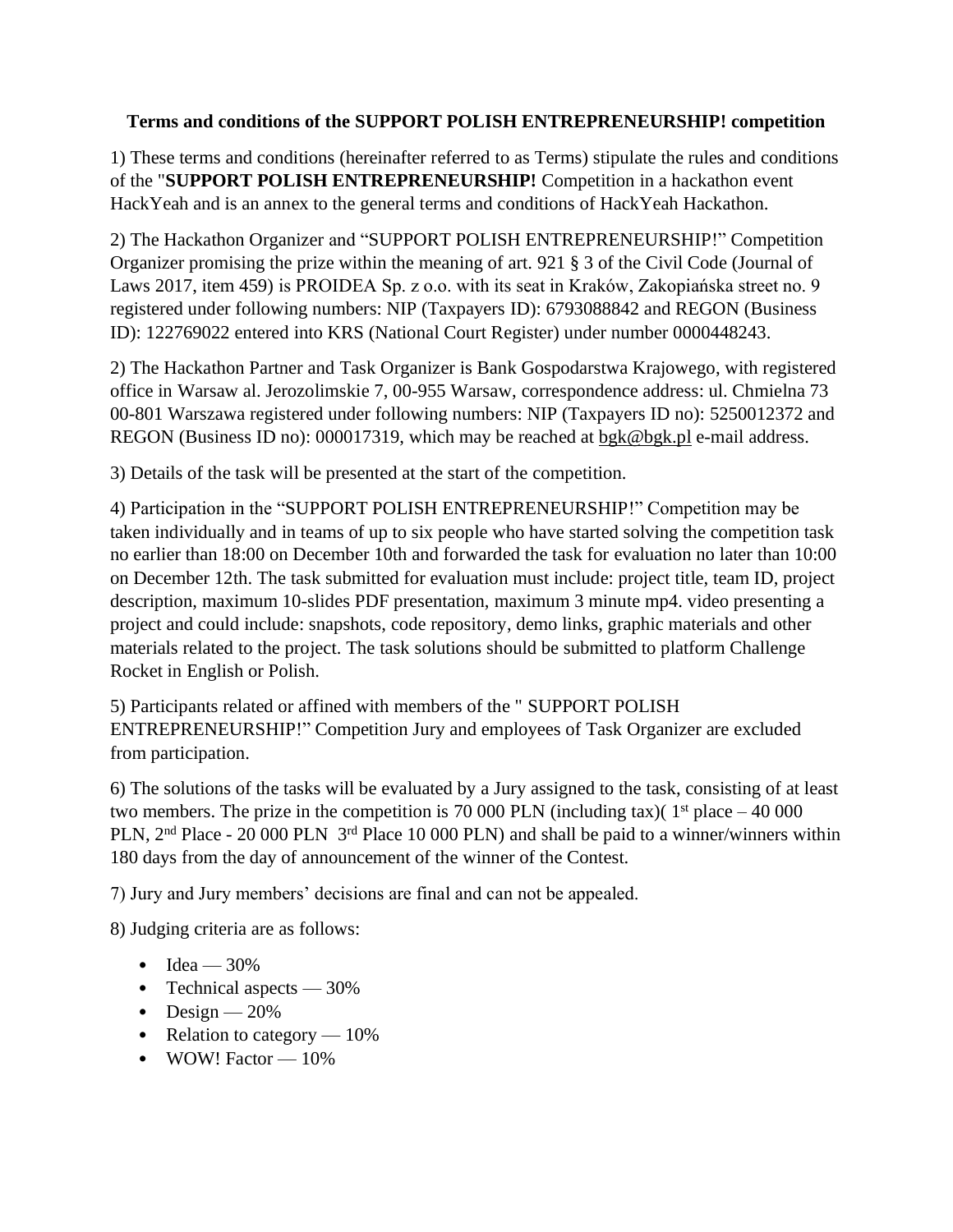**Terms and conditions of the SUPPORT POLISH ENTREPRENEURSHIP! competition**

1) These terms and conditions (hereinafter referred to as Terms) stipulate the rules and conditions of the "**SUPPORT POLISH ENTREPRENEURSHIP!** Competition in a hackathon event HackYeah and is an annex to the general terms and conditions of HackYeah Hackathon.

2) The Hackathon Organizer and "SUPPORT POLISH ENTREPRENEURSHIP!" Competition Organizer promising the prize within the meaning of art. 921 § 3 of the Civil Code (Journal of Laws 2017, item 459) is PROIDEA Sp. z o.o. with its seat in Kraków, Zakopiańska street no. 9 registered under following numbers: NIP (Taxpayers ID): 6793088842 and REGON (Business ID): 122769022 entered into KRS (National Court Register) under number 0000448243.

2) The Hackathon Partner and Task Organizer is Bank Gospodarstwa Krajowego, with registered office in Warsaw al. Jerozolimskie 7, 00-955 Warsaw, correspondence address: ul. Chmielna 73 00-801 Warszawa registered under following numbers: NIP (Taxpayers ID no): 5250012372 and REGON (Business ID no): 000017319, which may be reached at bgk@bgk.pl e-mail address.

3) Details of the task will be presented at the start of the competition.

4) Participation in the "SUPPORT POLISH ENTREPRENEURSHIP!" Competition may be taken individually and in teams of up to six people who have started solving the competition task no earlier than 18:00 on December 10th and forwarded the task for evaluation no later than 10:00 on December 12th. The task submitted for evaluation must include: project title, team ID, project description, maximum 10-slides PDF presentation, maximum 3 minute mp4. video presenting a project and could include: snapshots, code repository, demo links, graphic materials and other materials related to the project. The task solutions should be submitted to platform Challenge Rocket in English or Polish.

5) Participants related or affined with members of the " SUPPORT POLISH ENTREPRENEURSHIP!" Competition Jury and employees of Task Organizer are excluded from participation.

6) The solutions of the tasks will be evaluated by a Jury assigned to the task, consisting of at least two members. The prize in the competition is 70 000 PLN (including tax)( 1st place – 40 000 PLN, 2nd Place - 20 000 PLN 3rd Place 10 000 PLN) and shall be paid to a winner/winners within 180 days from the day of announcement of the winner of the Contest.

7) Jury and Jury members' decisions are final and can not be appealed.

8) Judging criteria are as follows:

- Idea — 30%
- Technical aspects — 30%
- Design — 20%
- Relation to category — 10%
- WOW! Factor — 10%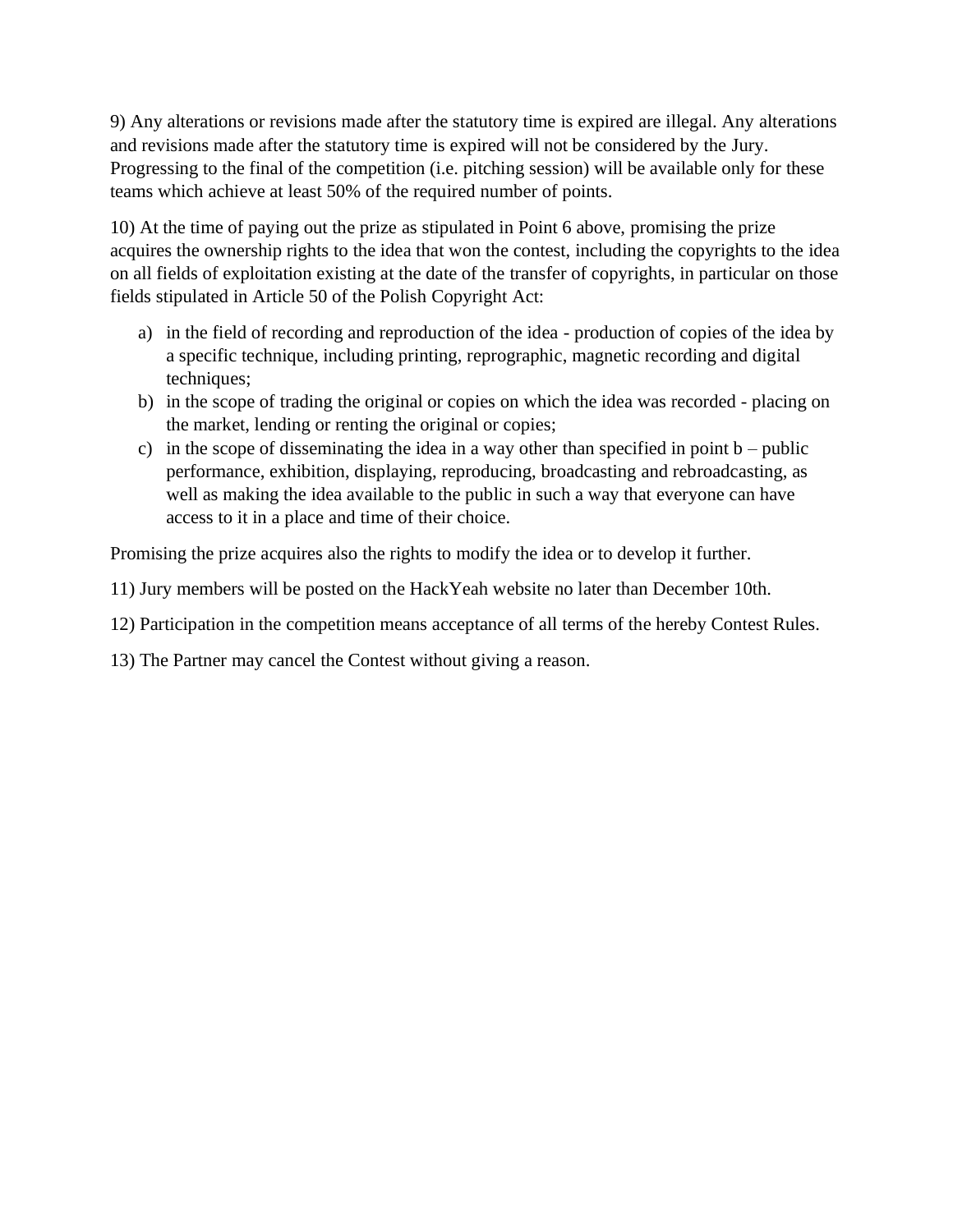9) Any alterations or revisions made after the statutory time is expired are illegal. Any alterations and revisions made after the statutory time is expired will not be considered by the Jury. Progressing to the final of the competition (i.e. pitching session) will be available only for these teams which achieve at least 50% of the required number of points.

10) At the time of paying out the prize as stipulated in Point 6 above, promising the prize acquires the ownership rights to the idea that won the contest, including the copyrights to the idea on all fields of exploitation existing at the date of the transfer of copyrights, in particular on those fields stipulated in Article 50 of the Polish Copyright Act:

a) in the field of recording and reproduction of the idea - production of copies of the idea by a specific technique, including printing, reprographic, magnetic recording and digital techniques;
b) in the scope of trading the original or copies on which the idea was recorded - placing on the market, lending or renting the original or copies;
c) in the scope of disseminating the idea in a way other than specified in point b – public performance, exhibition, displaying, reproducing, broadcasting and rebroadcasting, as well as making the idea available to the public in such a way that everyone can have access to it in a place and time of their choice.

Promising the prize acquires also the rights to modify the idea or to develop it further.

11) Jury members will be posted on the HackYeah website no later than December 10th.

12) Participation in the competition means acceptance of all terms of the hereby Contest Rules.

13) The Partner may cancel the Contest without giving a reason.